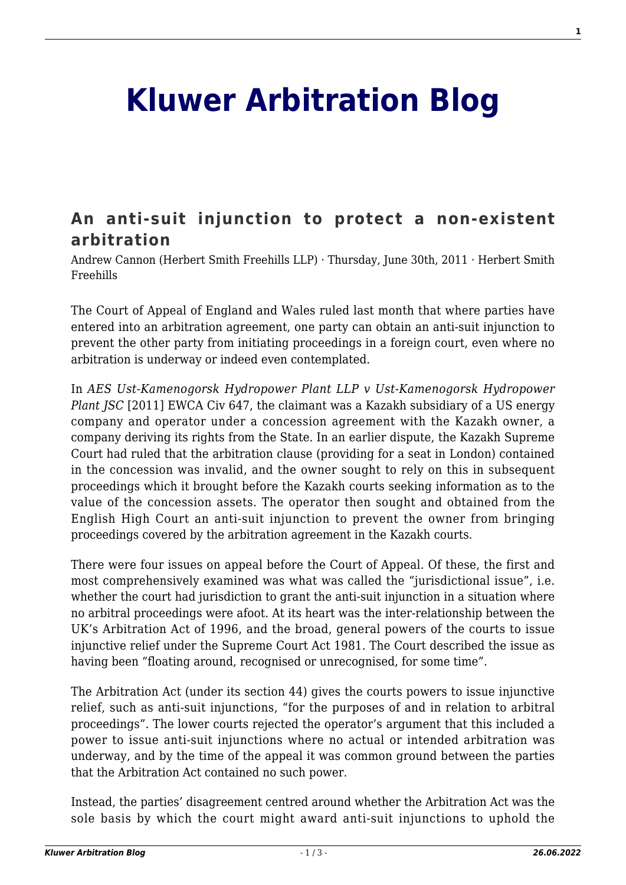# Kluwer Arbitration Blog

## An anti-suit injunction to protect a non-existent arbitration

Andrew Cannon (Herbert Smith Freehills LLP) · Thursday, June 30th, 2011 · Herbert Smith Freehills

The Court of Appeal of England and Wales ruled last month that where parties have entered into an arbitration agreement, one party can obtain an anti-suit injunction to prevent the other party from initiating proceedings in a foreign court, even where no arbitration is underway or indeed even contemplated.

In *AES Ust-Kamenogorsk Hydropower Plant LLP v Ust-Kamenogorsk Hydropower Plant JSC* [2011] EWCA Civ 647, the claimant was a Kazakh subsidiary of a US energy company and operator under a concession agreement with the Kazakh owner, a company deriving its rights from the State. In an earlier dispute, the Kazakh Supreme Court had ruled that the arbitration clause (providing for a seat in London) contained in the concession was invalid, and the owner sought to rely on this in subsequent proceedings which it brought before the Kazakh courts seeking information as to the value of the concession assets. The operator then sought and obtained from the English High Court an anti-suit injunction to prevent the owner from bringing proceedings covered by the arbitration agreement in the Kazakh courts.

There were four issues on appeal before the Court of Appeal. Of these, the first and most comprehensively examined was what was called the "jurisdictional issue", i.e. whether the court had jurisdiction to grant the anti-suit injunction in a situation where no arbitral proceedings were afoot. At its heart was the inter-relationship between the UK's Arbitration Act of 1996, and the broad, general powers of the courts to issue injunctive relief under the Supreme Court Act 1981. The Court described the issue as having been "floating around, recognised or unrecognised, for some time".

The Arbitration Act (under its section 44) gives the courts powers to issue injunctive relief, such as anti-suit injunctions, "for the purposes of and in relation to arbitral proceedings". The lower courts rejected the operator's argument that this included a power to issue anti-suit injunctions where no actual or intended arbitration was underway, and by the time of the appeal it was common ground between the parties that the Arbitration Act contained no such power.

Instead, the parties' disagreement centred around whether the Arbitration Act was the sole basis by which the court might award anti-suit injunctions to uphold the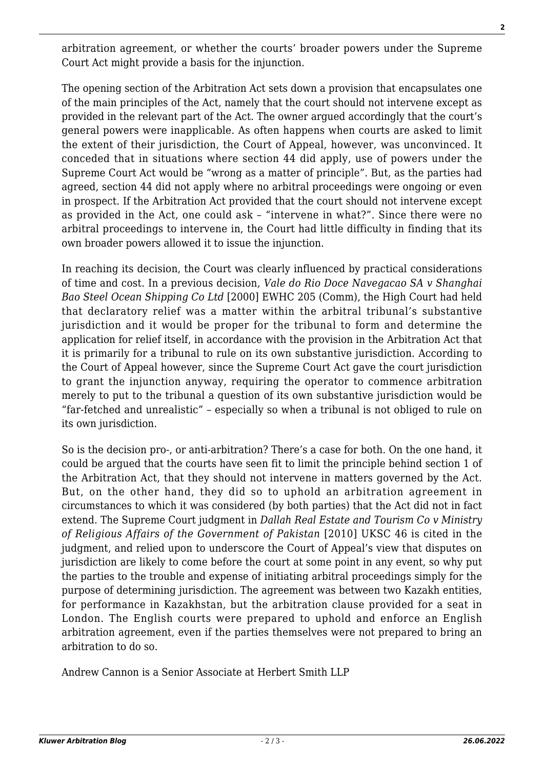arbitration agreement, or whether the courts' broader powers under the Supreme Court Act might provide a basis for the injunction.

The opening section of the Arbitration Act sets down a provision that encapsulates one of the main principles of the Act, namely that the court should not intervene except as provided in the relevant part of the Act. The owner argued accordingly that the court's general powers were inapplicable. As often happens when courts are asked to limit the extent of their jurisdiction, the Court of Appeal, however, was unconvinced. It conceded that in situations where section 44 did apply, use of powers under the Supreme Court Act would be "wrong as a matter of principle". But, as the parties had agreed, section 44 did not apply where no arbitral proceedings were ongoing or even in prospect. If the Arbitration Act provided that the court should not intervene except as provided in the Act, one could ask – "intervene in what?". Since there were no arbitral proceedings to intervene in, the Court had little difficulty in finding that its own broader powers allowed it to issue the injunction.

In reaching its decision, the Court was clearly influenced by practical considerations of time and cost. In a previous decision, *Vale do Rio Doce Navegacao SA v Shanghai Bao Steel Ocean Shipping Co Ltd* [2000] EWHC 205 (Comm), the High Court had held that declaratory relief was a matter within the arbitral tribunal's substantive jurisdiction and it would be proper for the tribunal to form and determine the application for relief itself, in accordance with the provision in the Arbitration Act that it is primarily for a tribunal to rule on its own substantive jurisdiction. According to the Court of Appeal however, since the Supreme Court Act gave the court jurisdiction to grant the injunction anyway, requiring the operator to commence arbitration merely to put to the tribunal a question of its own substantive jurisdiction would be "far-fetched and unrealistic" – especially so when a tribunal is not obliged to rule on its own jurisdiction.

So is the decision pro-, or anti-arbitration? There's a case for both. On the one hand, it could be argued that the courts have seen fit to limit the principle behind section 1 of the Arbitration Act, that they should not intervene in matters governed by the Act. But, on the other hand, they did so to uphold an arbitration agreement in circumstances to which it was considered (by both parties) that the Act did not in fact extend. The Supreme Court judgment in *Dallah Real Estate and Tourism Co v Ministry of Religious Affairs of the Government of Pakistan* [2010] UKSC 46 is cited in the judgment, and relied upon to underscore the Court of Appeal's view that disputes on jurisdiction are likely to come before the court at some point in any event, so why put the parties to the trouble and expense of initiating arbitral proceedings simply for the purpose of determining jurisdiction. The agreement was between two Kazakh entities, for performance in Kazakhstan, but the arbitration clause provided for a seat in London. The English courts were prepared to uphold and enforce an English arbitration agreement, even if the parties themselves were not prepared to bring an arbitration to do so.

Andrew Cannon is a Senior Associate at Herbert Smith LLP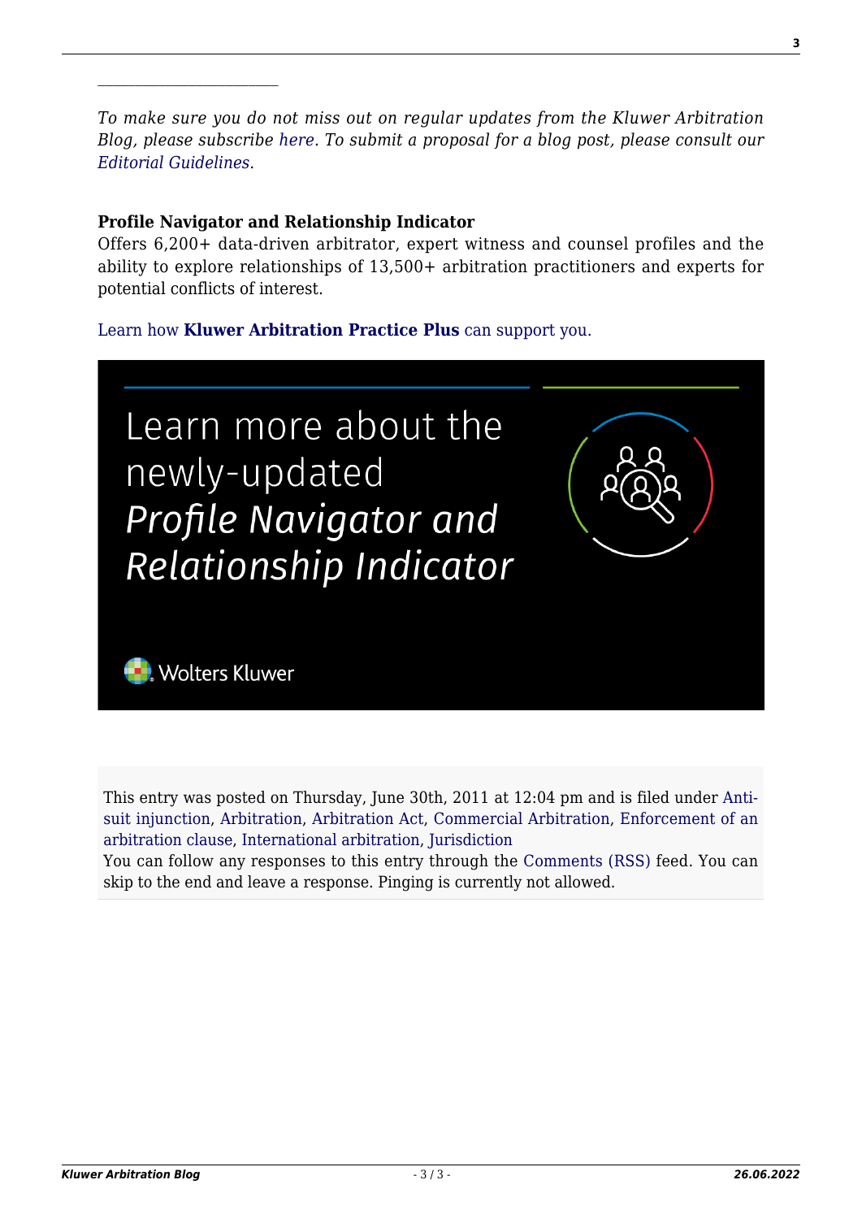---

*To make sure you do not miss out on regular updates from the Kluwer Arbitration Blog, please subscribe here. To submit a proposal for a blog post, please consult our Editorial Guidelines.*

**Profile Navigator and Relationship Indicator**
Offers 6,200+ data-driven arbitrator, expert witness and counsel profiles and the ability to explore relationships of 13,500+ arbitration practitioners and experts for potential conflicts of interest.

Learn how **Kluwer Arbitration Practice Plus** can support you.

Learn more about the newly-updated *Profile Navigator and Relationship Indicator*

Wolters Kluwer

This entry was posted on Thursday, June 30th, 2011 at 12:04 pm and is filed under Anti-suit injunction, Arbitration, Arbitration Act, Commercial Arbitration, Enforcement of an arbitration clause, International arbitration, Jurisdiction
You can follow any responses to this entry through the Comments (RSS) feed. You can skip to the end and leave a response. Pinging is currently not allowed.